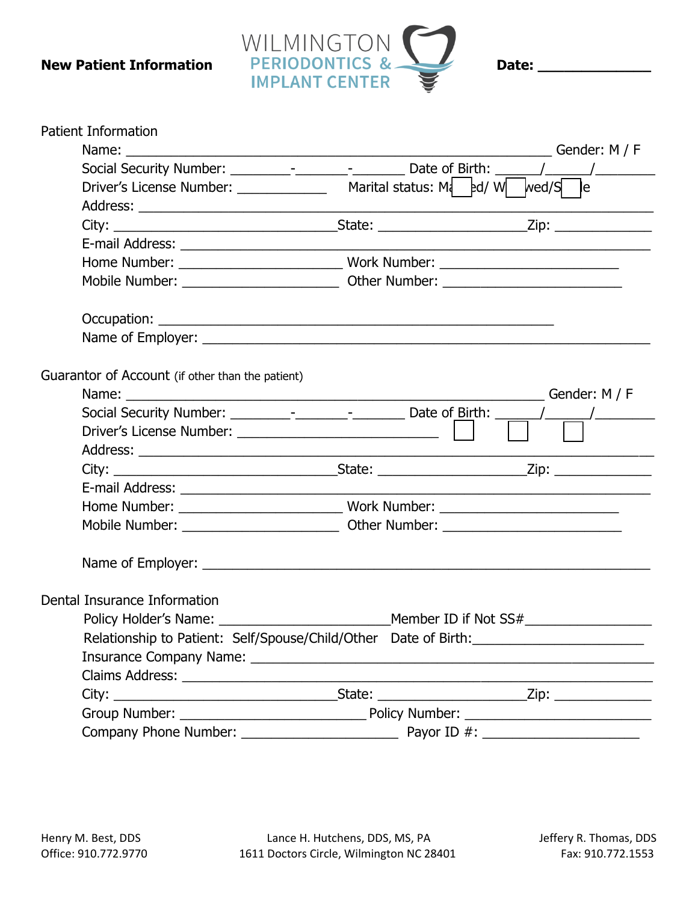**New Patient Information**

WILMINGTON PERIODONTICS & IMPLANT CENTER

**Date: _______________**

## Patient Information

Name: ___________________________________________________________ Gender: M / F

Social Security Number: ________-_______-_______ Date of Birth: ______/______/________

Driver's License Number: _____________ Marital status: Married/ Widowed/Single

Address: ____________________________________________________________________

City: _______________________________State: ____________________Zip: _____________

E-mail Address: _______________________________________________________________

Home Number: ______________________ Work Number: ________________________

Mobile Number: _____________________ Other Number: ________________________

Occupation: ______________________________________________________

Name of Employer: ____________________________________________________________

## Guarantor of Account (if other than the patient)

Name: __________________________________________________________ Gender: M / F

Social Security Number: ________-_______-_______ Date of Birth: ______/______/________

Driver's License Number: ___________________________

Address: ____________________________________________________________________

City: _______________________________State: ____________________Zip: _____________

E-mail Address: _______________________________________________________________

Home Number: ______________________ Work Number: ________________________

Mobile Number: _____________________ Other Number: ________________________

Name of Employer: ____________________________________________________________

## Dental Insurance Information

Policy Holder's Name: _______________________Member ID if Not SS#_________________

Relationship to Patient: Self/Spouse/Child/Other Date of Birth:_______________________

Insurance Company Name: ______________________________________________________

Claims Address: _______________________________________________________________

City: _______________________________State: ____________________Zip: _____________

Group Number: _________________________ Policy Number: _________________________

Company Phone Number: _____________________ Payor ID #: _____________________

Henry M. Best, DDS
Office: 910.772.9770

Lance H. Hutchens, DDS, MS, PA
1611 Doctors Circle, Wilmington NC 28401

Jeffery R. Thomas, DDS
Fax: 910.772.1553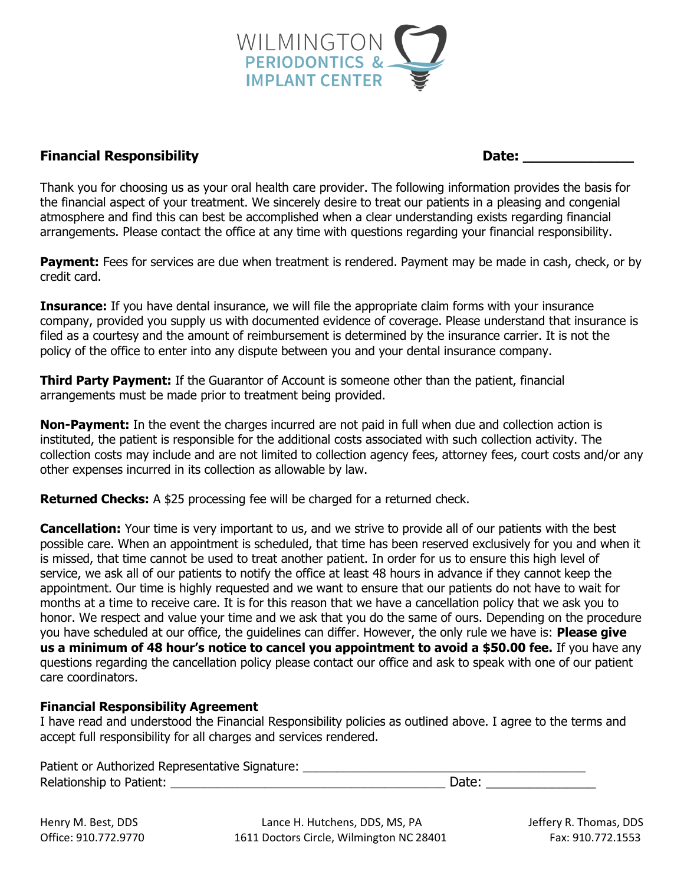WILMINGTON
PERIODONTICS &
IMPLANT CENTER

**Financial Responsibility** **Date: ______________**

Thank you for choosing us as your oral health care provider. The following information provides the basis for the financial aspect of your treatment. We sincerely desire to treat our patients in a pleasing and congenial atmosphere and find this can best be accomplished when a clear understanding exists regarding financial arrangements. Please contact the office at any time with questions regarding your financial responsibility.

**Payment:** Fees for services are due when treatment is rendered. Payment may be made in cash, check, or by credit card.

**Insurance:** If you have dental insurance, we will file the appropriate claim forms with your insurance company, provided you supply us with documented evidence of coverage. Please understand that insurance is filed as a courtesy and the amount of reimbursement is determined by the insurance carrier. It is not the policy of the office to enter into any dispute between you and your dental insurance company.

**Third Party Payment:** If the Guarantor of Account is someone other than the patient, financial arrangements must be made prior to treatment being provided.

**Non-Payment:** In the event the charges incurred are not paid in full when due and collection action is instituted, the patient is responsible for the additional costs associated with such collection activity. The collection costs may include and are not limited to collection agency fees, attorney fees, court costs and/or any other expenses incurred in its collection as allowable by law.

**Returned Checks:** A $25 processing fee will be charged for a returned check.

**Cancellation:** Your time is very important to us, and we strive to provide all of our patients with the best possible care. When an appointment is scheduled, that time has been reserved exclusively for you and when it is missed, that time cannot be used to treat another patient. In order for us to ensure this high level of service, we ask all of our patients to notify the office at least 48 hours in advance if they cannot keep the appointment. Our time is highly requested and we want to ensure that our patients do not have to wait for months at a time to receive care. It is for this reason that we have a cancellation policy that we ask you to honor. We respect and value your time and we ask that you do the same of ours. Depending on the procedure you have scheduled at our office, the guidelines can differ. However, the only rule we have is: **Please give us a minimum of 48 hour's notice to cancel you appointment to avoid a $50.00 fee.** If you have any questions regarding the cancellation policy please contact our office and ask to speak with one of our patient care coordinators.

**Financial Responsibility Agreement**

I have read and understood the Financial Responsibility policies as outlined above. I agree to the terms and accept full responsibility for all charges and services rendered.

Patient or Authorized Representative Signature: ________________________________________

Relationship to Patient: ________________________________________ Date: _______________

Henry M. Best, DDS
Office: 910.772.9770

Lance H. Hutchens, DDS, MS, PA
1611 Doctors Circle, Wilmington NC 28401

Jeffery R. Thomas, DDS
Fax: 910.772.1553